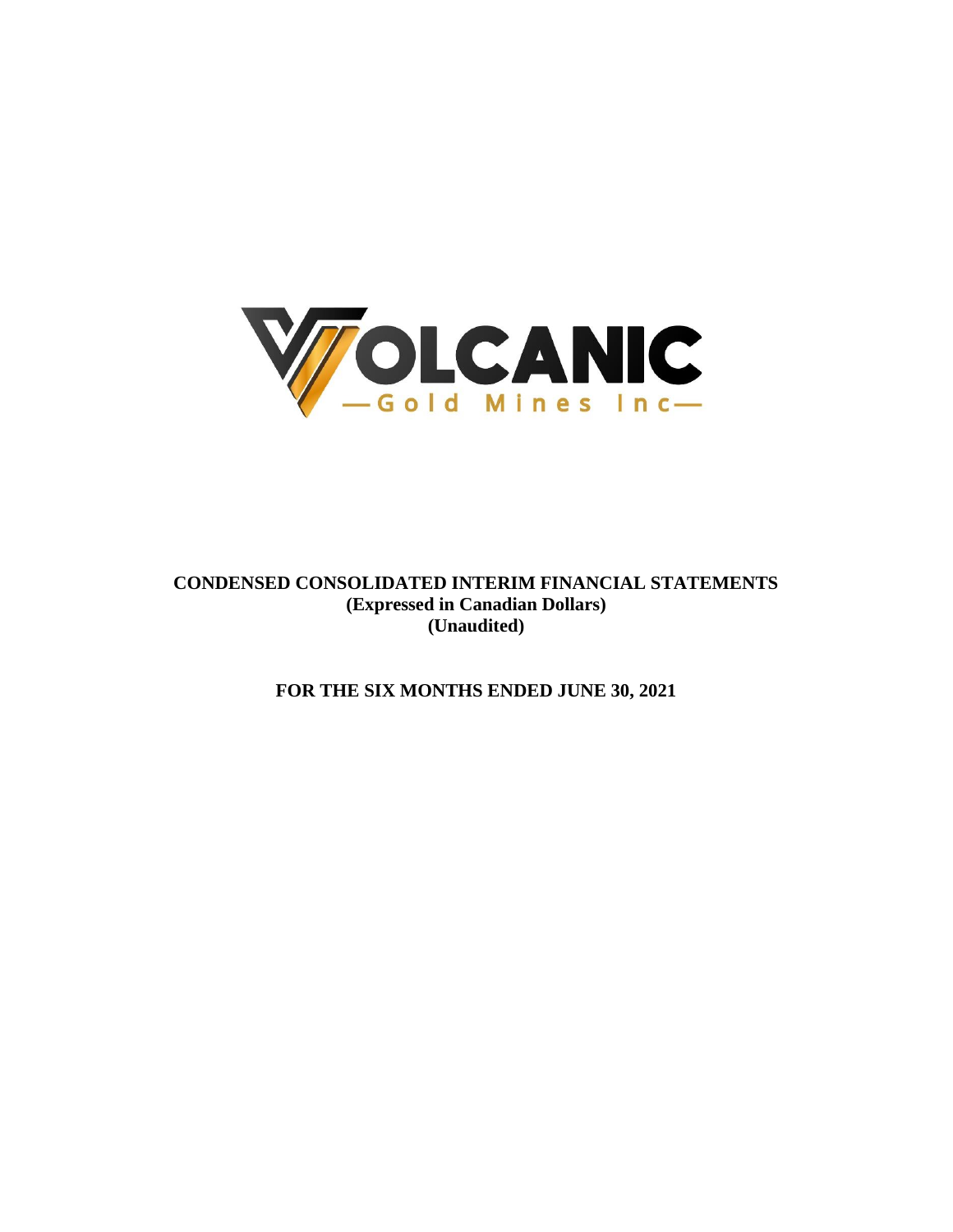VOLCANIC

—Gold Mines Inc—

**CONDENSED CONSOLIDATED INTERIM FINANCIAL STATEMENTS**
**(Expressed in Canadian Dollars)**
**(Unaudited)**

**FOR THE SIX MONTHS ENDED JUNE 30, 2021**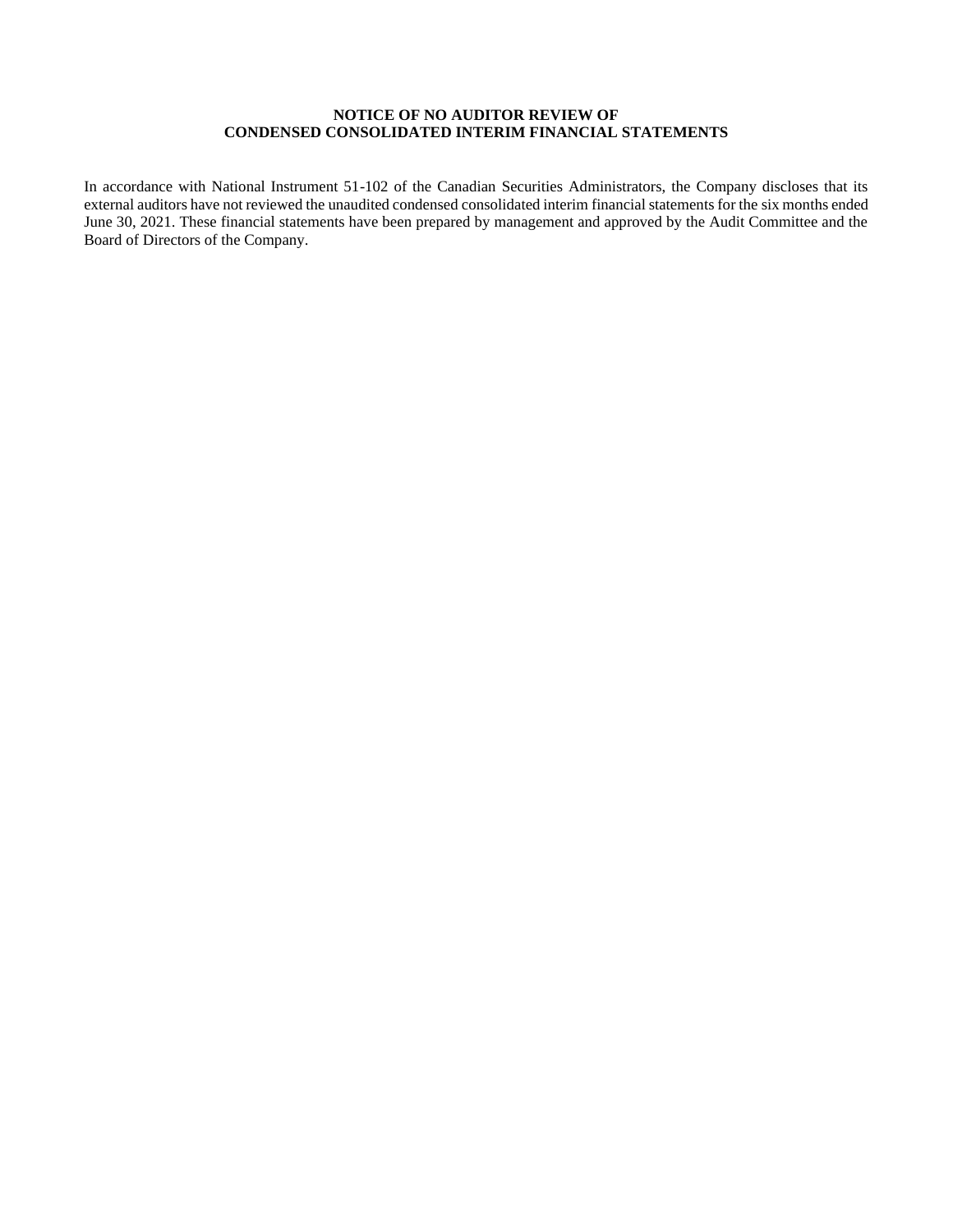**NOTICE OF NO AUDITOR REVIEW OF
CONDENSED CONSOLIDATED INTERIM FINANCIAL STATEMENTS**

In accordance with National Instrument 51-102 of the Canadian Securities Administrators, the Company discloses that its external auditors have not reviewed the unaudited condensed consolidated interim financial statements for the six months ended June 30, 2021. These financial statements have been prepared by management and approved by the Audit Committee and the Board of Directors of the Company.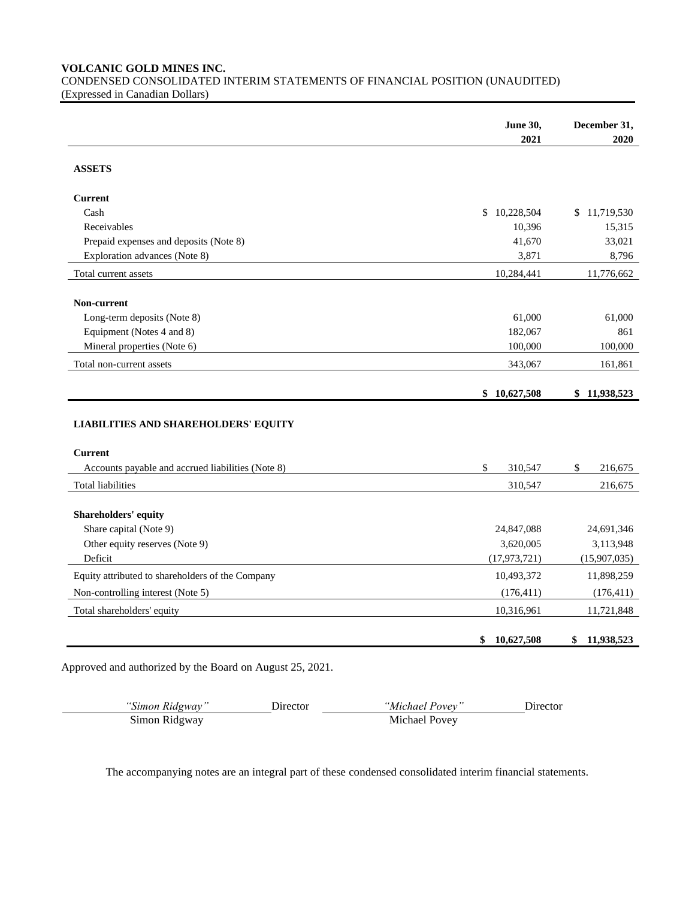**VOLCANIC GOLD MINES INC.**
CONDENSED CONSOLIDATED INTERIM STATEMENTS OF FINANCIAL POSITION (UNAUDITED)
(Expressed in Canadian Dollars)

| | June 30, 2021 | December 31, 2020 |
|---|---|---|
| **ASSETS** | | |
| **Current** | | |
| Cash | $ 10,228,504 | $ 11,719,530 |
| Receivables | 10,396 | 15,315 |
| Prepaid expenses and deposits (Note 8) | 41,670 | 33,021 |
| Exploration advances (Note 8) | 3,871 | 8,796 |
| Total current assets | 10,284,441 | 11,776,662 |
| **Non-current** | | |
| Long-term deposits (Note 8) | 61,000 | 61,000 |
| Equipment (Notes 4 and 8) | 182,067 | 861 |
| Mineral properties (Note 6) | 100,000 | 100,000 |
| Total non-current assets | 343,067 | 161,861 |
| | **$ 10,627,508** | **$ 11,938,523** |
| **LIABILITIES AND SHAREHOLDERS' EQUITY** | | |
| **Current** | | |
| Accounts payable and accrued liabilities (Note 8) | $ 310,547 | $ 216,675 |
| Total liabilities | 310,547 | 216,675 |
| **Shareholders' equity** | | |
| Share capital (Note 9) | 24,847,088 | 24,691,346 |
| Other equity reserves (Note 9) | 3,620,005 | 3,113,948 |
| Deficit | (17,973,721) | (15,907,035) |
| Equity attributed to shareholders of the Company | 10,493,372 | 11,898,259 |
| Non-controlling interest (Note 5) | (176,411) | (176,411) |
| Total shareholders' equity | 10,316,961 | 11,721,848 |
| | **$ 10,627,508** | **$ 11,938,523** |

Approved and authorized by the Board on August 25, 2021.

| *"Simon Ridgway"* | Director | *"Michael Povey"* | Director |
|---|---|---|---|
| Simon Ridgway | | Michael Povey | |

The accompanying notes are an integral part of these condensed consolidated interim financial statements.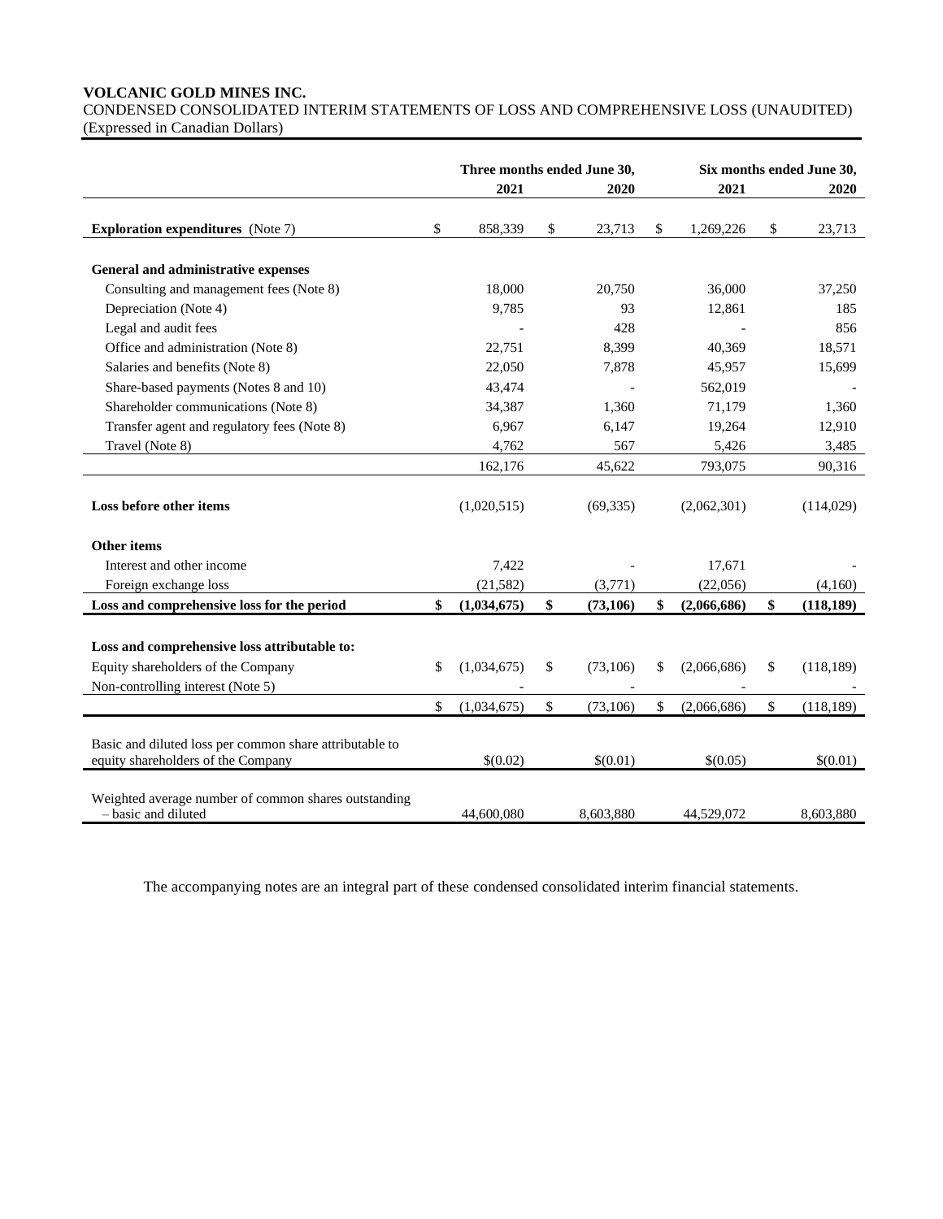**VOLCANIC GOLD MINES INC.**
CONDENSED CONSOLIDATED INTERIM STATEMENTS OF LOSS AND COMPREHENSIVE LOSS (UNAUDITED)
(Expressed in Canadian Dollars)

| | Three months ended June 30, | | Six months ended June 30, | |
|---|---|---|---|---|
| | **2021** | **2020** | **2021** | **2020** |
| **Exploration expenditures** (Note 7) | $ 858,339 | $ 23,713 | $ 1,269,226 | $ 23,713 |
| **General and administrative expenses** | | | | |
| Consulting and management fees (Note 8) | 18,000 | 20,750 | 36,000 | 37,250 |
| Depreciation (Note 4) | 9,785 | 93 | 12,861 | 185 |
| Legal and audit fees | - | 428 | - | 856 |
| Office and administration (Note 8) | 22,751 | 8,399 | 40,369 | 18,571 |
| Salaries and benefits (Note 8) | 22,050 | 7,878 | 45,957 | 15,699 |
| Share-based payments (Notes 8 and 10) | 43,474 | - | 562,019 | - |
| Shareholder communications (Note 8) | 34,387 | 1,360 | 71,179 | 1,360 |
| Transfer agent and regulatory fees (Note 8) | 6,967 | 6,147 | 19,264 | 12,910 |
| Travel (Note 8) | 4,762 | 567 | 5,426 | 3,485 |
| | 162,176 | 45,622 | 793,075 | 90,316 |
| **Loss before other items** | (1,020,515) | (69,335) | (2,062,301) | (114,029) |
| **Other items** | | | | |
| Interest and other income | 7,422 | - | 17,671 | - |
| Foreign exchange loss | (21,582) | (3,771) | (22,056) | (4,160) |
| **Loss and comprehensive loss for the period** | **$ (1,034,675)** | **$ (73,106)** | **$ (2,066,686)** | **$ (118,189)** |
| **Loss and comprehensive loss attributable to:** | | | | |
| Equity shareholders of the Company | $ (1,034,675) | $ (73,106) | $ (2,066,686) | $ (118,189) |
| Non-controlling interest (Note 5) | - | - | - | - |
| | $ (1,034,675) | $ (73,106) | $ (2,066,686) | $ (118,189) |
| Basic and diluted loss per common share attributable to equity shareholders of the Company | $(0.02) | $(0.01) | $(0.05) | $(0.01) |
| Weighted average number of common shares outstanding – basic and diluted | 44,600,080 | 8,603,880 | 44,529,072 | 8,603,880 |

The accompanying notes are an integral part of these condensed consolidated interim financial statements.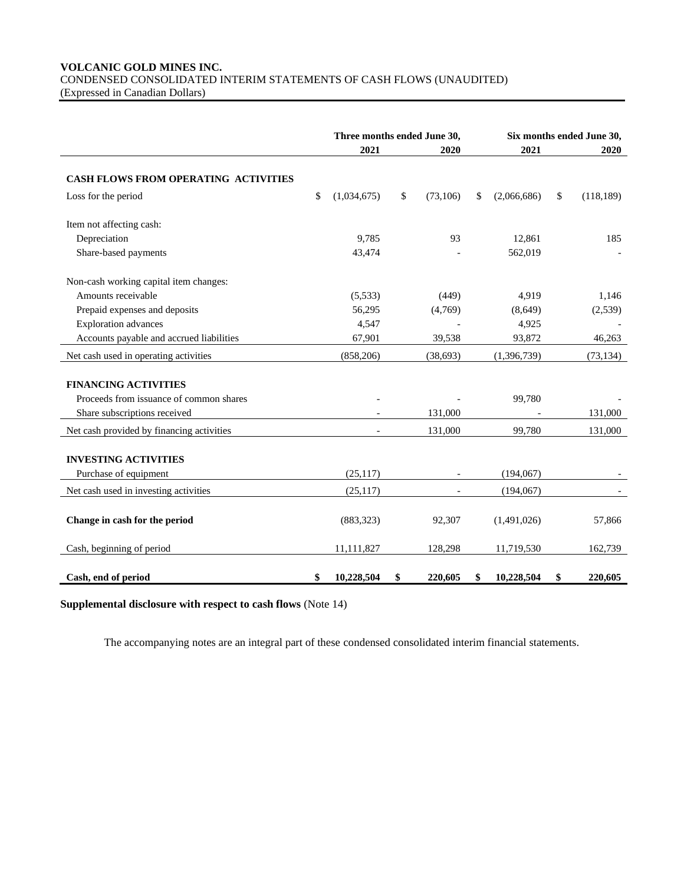**VOLCANIC GOLD MINES INC.**
CONDENSED CONSOLIDATED INTERIM STATEMENTS OF CASH FLOWS (UNAUDITED)
(Expressed in Canadian Dollars)

| | Three months ended June 30, | | Six months ended June 30, | |
|---|---|---|---|---|
| | **2021** | **2020** | **2021** | **2020** |
| **CASH FLOWS FROM OPERATING ACTIVITIES** | | | | |
| Loss for the period | $ (1,034,675) | $ (73,106) | $ (2,066,686) | $ (118,189) |
| Item not affecting cash: | | | | |
| Depreciation | 9,785 | 93 | 12,861 | 185 |
| Share-based payments | 43,474 | - | 562,019 | - |
| Non-cash working capital item changes: | | | | |
| Amounts receivable | (5,533) | (449) | 4,919 | 1,146 |
| Prepaid expenses and deposits | 56,295 | (4,769) | (8,649) | (2,539) |
| Exploration advances | 4,547 | - | 4,925 | - |
| Accounts payable and accrued liabilities | 67,901 | 39,538 | 93,872 | 46,263 |
| Net cash used in operating activities | (858,206) | (38,693) | (1,396,739) | (73,134) |
| **FINANCING ACTIVITIES** | | | | |
| Proceeds from issuance of common shares | - | - | 99,780 | - |
| Share subscriptions received | - | 131,000 | - | 131,000 |
| Net cash provided by financing activities | - | 131,000 | 99,780 | 131,000 |
| **INVESTING ACTIVITIES** | | | | |
| Purchase of equipment | (25,117) | - | (194,067) | - |
| Net cash used in investing activities | (25,117) | - | (194,067) | - |
| **Change in cash for the period** | (883,323) | 92,307 | (1,491,026) | 57,866 |
| Cash, beginning of period | 11,111,827 | 128,298 | 11,719,530 | 162,739 |
| **Cash, end of period** | **$ 10,228,504** | **$ 220,605** | **$ 10,228,504** | **$ 220,605** |

**Supplemental disclosure with respect to cash flows** (Note 14)

The accompanying notes are an integral part of these condensed consolidated interim financial statements.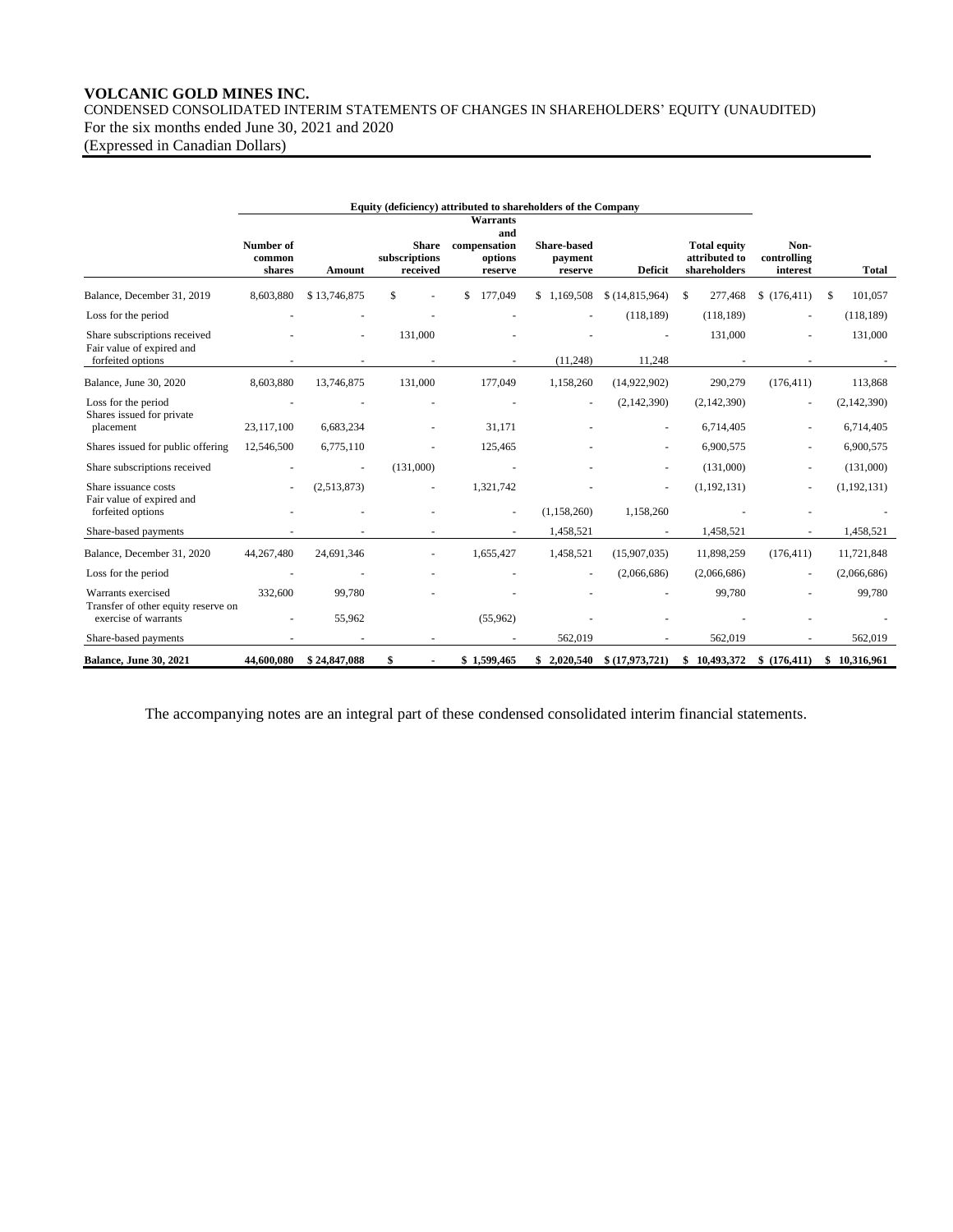**VOLCANIC GOLD MINES INC.**
CONDENSED CONSOLIDATED INTERIM STATEMENTS OF CHANGES IN SHAREHOLDERS' EQUITY (UNAUDITED)
For the six months ended June 30, 2021 and 2020
(Expressed in Canadian Dollars)

| | Equity (deficiency) attributed to shareholders of the Company | | | | | | | | |
|---|---|---|---|---|---|---|---|---|---|
| | Number of common shares | Amount | Share subscriptions received | Warrants and compensation options reserve | Share-based payment reserve | Deficit | Total equity attributed to shareholders | Non-controlling interest | Total |
| Balance, December 31, 2019 | 8,603,880 | $ 13,746,875 | $ - | $ 177,049 | $ 1,169,508 | $ (14,815,964) | $ 277,468 | $ (176,411) | $ 101,057 |
| Loss for the period | - | - | - | - | - | (118,189) | (118,189) | - | (118,189) |
| Share subscriptions received | - | - | 131,000 | - | - | - | 131,000 | - | 131,000 |
| Fair value of expired and forfeited options | - | - | - | - | (11,248) | 11,248 | - | - | - |
| Balance, June 30, 2020 | 8,603,880 | 13,746,875 | 131,000 | 177,049 | 1,158,260 | (14,922,902) | 290,279 | (176,411) | 113,868 |
| Loss for the period | - | - | - | - | - | (2,142,390) | (2,142,390) | - | (2,142,390) |
| Shares issued for private placement | 23,117,100 | 6,683,234 | - | 31,171 | - | - | 6,714,405 | - | 6,714,405 |
| Shares issued for public offering | 12,546,500 | 6,775,110 | - | 125,465 | - | - | 6,900,575 | - | 6,900,575 |
| Share subscriptions received | - | - | (131,000) | - | - | - | (131,000) | - | (131,000) |
| Share issuance costs | - | (2,513,873) | - | 1,321,742 | - | - | (1,192,131) | - | (1,192,131) |
| Fair value of expired and forfeited options | - | - | - | - | (1,158,260) | 1,158,260 | - | - | - |
| Share-based payments | - | - | - | - | 1,458,521 | - | 1,458,521 | - | 1,458,521 |
| Balance, December 31, 2020 | 44,267,480 | 24,691,346 | - | 1,655,427 | 1,458,521 | (15,907,035) | 11,898,259 | (176,411) | 11,721,848 |
| Loss for the period | - | - | - | - | - | (2,066,686) | (2,066,686) | - | (2,066,686) |
| Warrants exercised | 332,600 | 99,780 | - | - | - | - | 99,780 | - | 99,780 |
| Transfer of other equity reserve on exercise of warrants | - | 55,962 | | (55,962) | - | - | - | - | - |
| Share-based payments | - | - | - | - | 562,019 | - | 562,019 | - | 562,019 |
| **Balance, June 30, 2021** | **44,600,080** | **$ 24,847,088** | **$ -** | **$ 1,599,465** | **$ 2,020,540** | **$ (17,973,721)** | **$ 10,493,372** | **$ (176,411)** | **$ 10,316,961** |

The accompanying notes are an integral part of these condensed consolidated interim financial statements.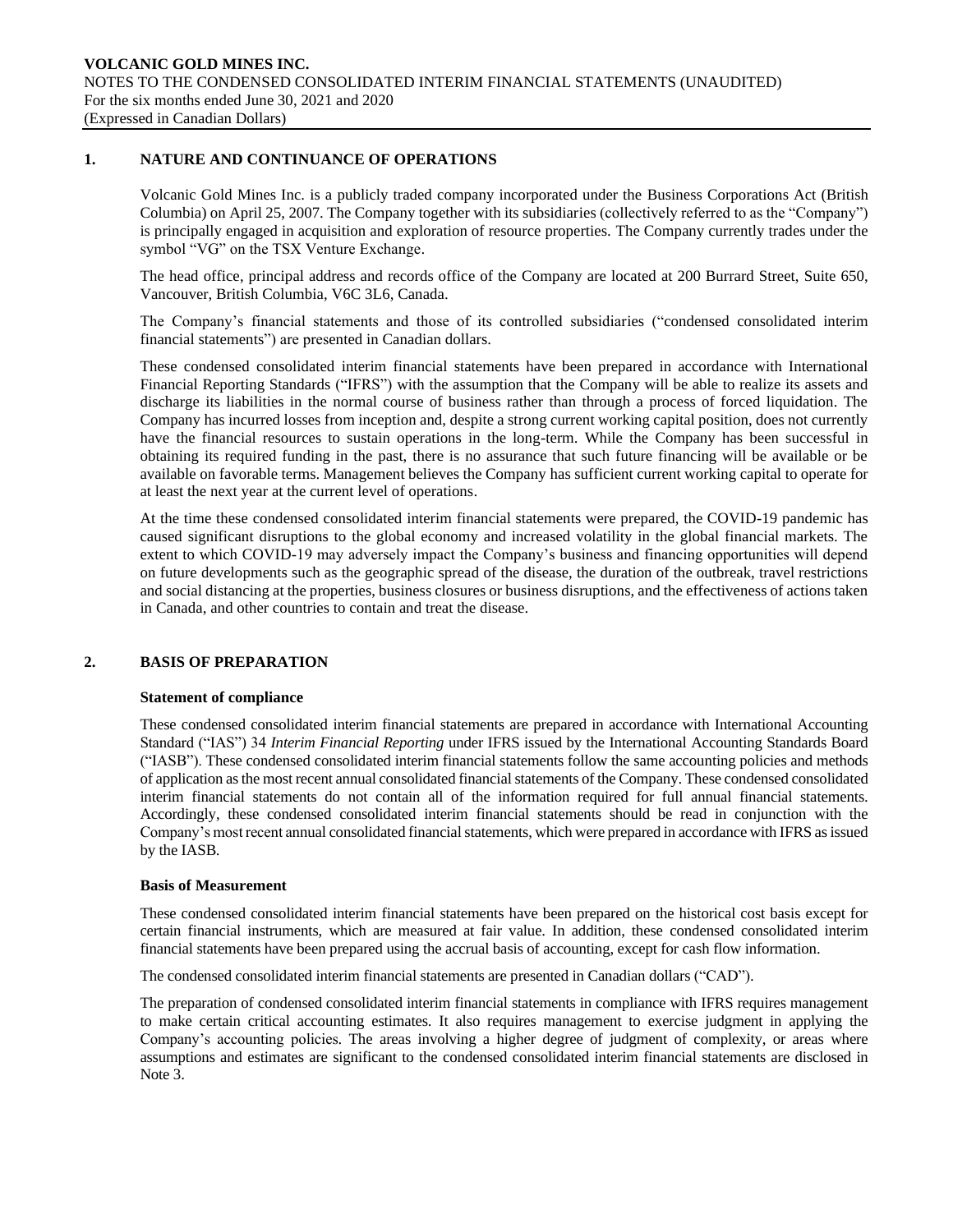## 1. NATURE AND CONTINUANCE OF OPERATIONS

Volcanic Gold Mines Inc. is a publicly traded company incorporated under the Business Corporations Act (British Columbia) on April 25, 2007. The Company together with its subsidiaries (collectively referred to as the "Company") is principally engaged in acquisition and exploration of resource properties. The Company currently trades under the symbol "VG" on the TSX Venture Exchange.

The head office, principal address and records office of the Company are located at 200 Burrard Street, Suite 650, Vancouver, British Columbia, V6C 3L6, Canada.

The Company's financial statements and those of its controlled subsidiaries ("condensed consolidated interim financial statements") are presented in Canadian dollars.

These condensed consolidated interim financial statements have been prepared in accordance with International Financial Reporting Standards ("IFRS") with the assumption that the Company will be able to realize its assets and discharge its liabilities in the normal course of business rather than through a process of forced liquidation. The Company has incurred losses from inception and, despite a strong current working capital position, does not currently have the financial resources to sustain operations in the long-term. While the Company has been successful in obtaining its required funding in the past, there is no assurance that such future financing will be available or be available on favorable terms. Management believes the Company has sufficient current working capital to operate for at least the next year at the current level of operations.

At the time these condensed consolidated interim financial statements were prepared, the COVID-19 pandemic has caused significant disruptions to the global economy and increased volatility in the global financial markets. The extent to which COVID-19 may adversely impact the Company's business and financing opportunities will depend on future developments such as the geographic spread of the disease, the duration of the outbreak, travel restrictions and social distancing at the properties, business closures or business disruptions, and the effectiveness of actions taken in Canada, and other countries to contain and treat the disease.

## 2. BASIS OF PREPARATION

### Statement of compliance

These condensed consolidated interim financial statements are prepared in accordance with International Accounting Standard ("IAS") 34 *Interim Financial Reporting* under IFRS issued by the International Accounting Standards Board ("IASB"). These condensed consolidated interim financial statements follow the same accounting policies and methods of application as the most recent annual consolidated financial statements of the Company. These condensed consolidated interim financial statements do not contain all of the information required for full annual financial statements. Accordingly, these condensed consolidated interim financial statements should be read in conjunction with the Company's most recent annual consolidated financial statements, which were prepared in accordance with IFRS as issued by the IASB.

### Basis of Measurement

These condensed consolidated interim financial statements have been prepared on the historical cost basis except for certain financial instruments, which are measured at fair value. In addition, these condensed consolidated interim financial statements have been prepared using the accrual basis of accounting, except for cash flow information.

The condensed consolidated interim financial statements are presented in Canadian dollars ("CAD").

The preparation of condensed consolidated interim financial statements in compliance with IFRS requires management to make certain critical accounting estimates. It also requires management to exercise judgment in applying the Company's accounting policies. The areas involving a higher degree of judgment of complexity, or areas where assumptions and estimates are significant to the condensed consolidated interim financial statements are disclosed in Note 3.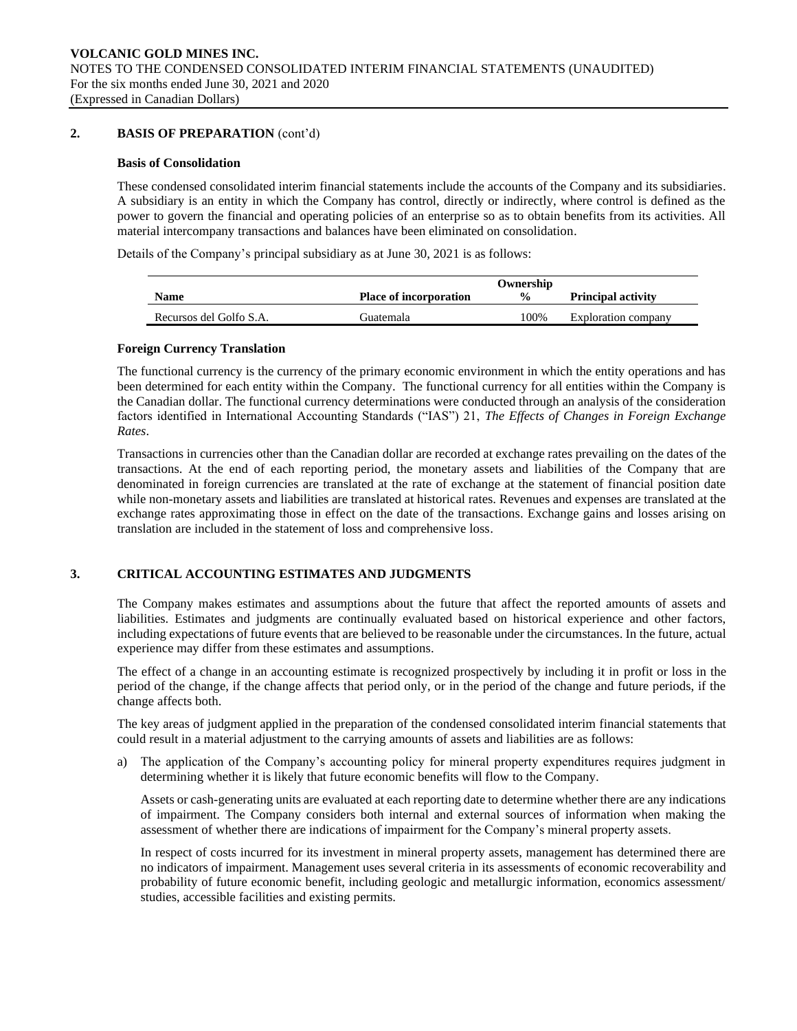## 2. BASIS OF PREPARATION (cont'd)

### Basis of Consolidation

These condensed consolidated interim financial statements include the accounts of the Company and its subsidiaries. A subsidiary is an entity in which the Company has control, directly or indirectly, where control is defined as the power to govern the financial and operating policies of an enterprise so as to obtain benefits from its activities. All material intercompany transactions and balances have been eliminated on consolidation.

Details of the Company's principal subsidiary as at June 30, 2021 is as follows:

| Name | Place of incorporation | Ownership % | Principal activity |
|---|---|---|---|
| Recursos del Golfo S.A. | Guatemala | 100% | Exploration company |

### Foreign Currency Translation

The functional currency is the currency of the primary economic environment in which the entity operations and has been determined for each entity within the Company. The functional currency for all entities within the Company is the Canadian dollar. The functional currency determinations were conducted through an analysis of the consideration factors identified in International Accounting Standards ("IAS") 21, *The Effects of Changes in Foreign Exchange Rates*.

Transactions in currencies other than the Canadian dollar are recorded at exchange rates prevailing on the dates of the transactions. At the end of each reporting period, the monetary assets and liabilities of the Company that are denominated in foreign currencies are translated at the rate of exchange at the statement of financial position date while non-monetary assets and liabilities are translated at historical rates. Revenues and expenses are translated at the exchange rates approximating those in effect on the date of the transactions. Exchange gains and losses arising on translation are included in the statement of loss and comprehensive loss.

## 3. CRITICAL ACCOUNTING ESTIMATES AND JUDGMENTS

The Company makes estimates and assumptions about the future that affect the reported amounts of assets and liabilities. Estimates and judgments are continually evaluated based on historical experience and other factors, including expectations of future events that are believed to be reasonable under the circumstances. In the future, actual experience may differ from these estimates and assumptions.

The effect of a change in an accounting estimate is recognized prospectively by including it in profit or loss in the period of the change, if the change affects that period only, or in the period of the change and future periods, if the change affects both.

The key areas of judgment applied in the preparation of the condensed consolidated interim financial statements that could result in a material adjustment to the carrying amounts of assets and liabilities are as follows:

a) The application of the Company's accounting policy for mineral property expenditures requires judgment in determining whether it is likely that future economic benefits will flow to the Company.

   Assets or cash-generating units are evaluated at each reporting date to determine whether there are any indications of impairment. The Company considers both internal and external sources of information when making the assessment of whether there are indications of impairment for the Company's mineral property assets.

   In respect of costs incurred for its investment in mineral property assets, management has determined there are no indicators of impairment. Management uses several criteria in its assessments of economic recoverability and probability of future economic benefit, including geologic and metallurgic information, economics assessment/ studies, accessible facilities and existing permits.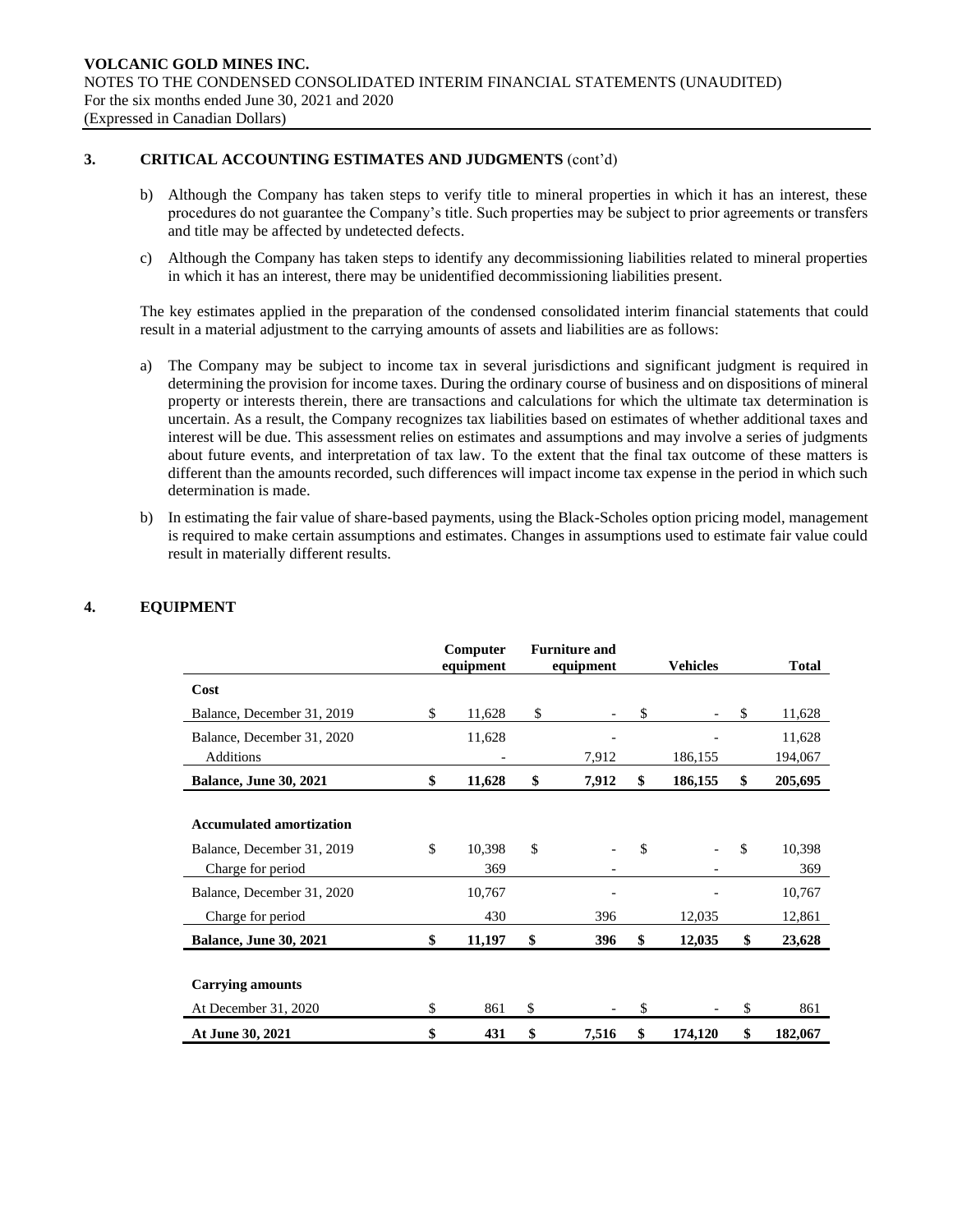## 3. CRITICAL ACCOUNTING ESTIMATES AND JUDGMENTS (cont'd)

b) Although the Company has taken steps to verify title to mineral properties in which it has an interest, these procedures do not guarantee the Company's title. Such properties may be subject to prior agreements or transfers and title may be affected by undetected defects.

c) Although the Company has taken steps to identify any decommissioning liabilities related to mineral properties in which it has an interest, there may be unidentified decommissioning liabilities present.

The key estimates applied in the preparation of the condensed consolidated interim financial statements that could result in a material adjustment to the carrying amounts of assets and liabilities are as follows:

a) The Company may be subject to income tax in several jurisdictions and significant judgment is required in determining the provision for income taxes. During the ordinary course of business and on dispositions of mineral property or interests therein, there are transactions and calculations for which the ultimate tax determination is uncertain. As a result, the Company recognizes tax liabilities based on estimates of whether additional taxes and interest will be due. This assessment relies on estimates and assumptions and may involve a series of judgments about future events, and interpretation of tax law. To the extent that the final tax outcome of these matters is different than the amounts recorded, such differences will impact income tax expense in the period in which such determination is made.

b) In estimating the fair value of share-based payments, using the Black-Scholes option pricing model, management is required to make certain assumptions and estimates. Changes in assumptions used to estimate fair value could result in materially different results.

## 4. EQUIPMENT

| | Computer equipment | Furniture and equipment | Vehicles | Total |
|---|---|---|---|---|
| **Cost** | | | | |
| Balance, December 31, 2019 | $ 11,628 | $ - | $ - | $ 11,628 |
| Balance, December 31, 2020 | 11,628 | - | - | 11,628 |
| Additions | - | 7,912 | 186,155 | 194,067 |
| **Balance, June 30, 2021** | **$ 11,628** | **$ 7,912** | **$ 186,155** | **$ 205,695** |
| | | | | |
| **Accumulated amortization** | | | | |
| Balance, December 31, 2019 | $ 10,398 | $ - | $ - | $ 10,398 |
| Charge for period | 369 | - | - | 369 |
| Balance, December 31, 2020 | 10,767 | - | - | 10,767 |
| Charge for period | 430 | 396 | 12,035 | 12,861 |
| **Balance, June 30, 2021** | **$ 11,197** | **$ 396** | **$ 12,035** | **$ 23,628** |
| | | | | |
| **Carrying amounts** | | | | |
| At December 31, 2020 | $ 861 | $ - | $ - | $ 861 |
| **At June 30, 2021** | **$ 431** | **$ 7,516** | **$ 174,120** | **$ 182,067** |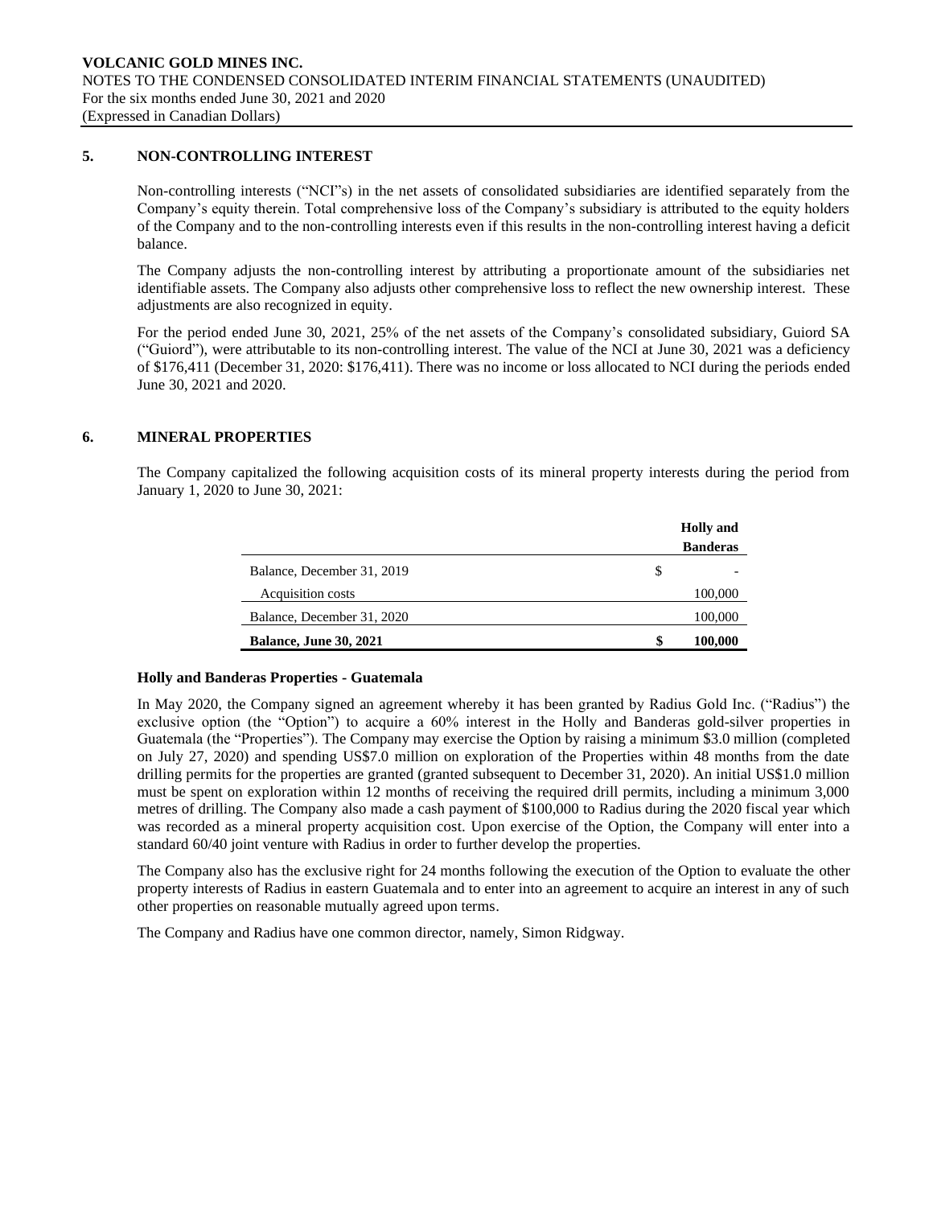## 5. NON-CONTROLLING INTEREST

Non-controlling interests ("NCI"s) in the net assets of consolidated subsidiaries are identified separately from the Company's equity therein. Total comprehensive loss of the Company's subsidiary is attributed to the equity holders of the Company and to the non-controlling interests even if this results in the non-controlling interest having a deficit balance.

The Company adjusts the non-controlling interest by attributing a proportionate amount of the subsidiaries net identifiable assets. The Company also adjusts other comprehensive loss to reflect the new ownership interest. These adjustments are also recognized in equity.

For the period ended June 30, 2021, 25% of the net assets of the Company's consolidated subsidiary, Guiord SA ("Guiord"), were attributable to its non-controlling interest. The value of the NCI at June 30, 2021 was a deficiency of $176,411 (December 31, 2020: $176,411). There was no income or loss allocated to NCI during the periods ended June 30, 2021 and 2020.

## 6. MINERAL PROPERTIES

The Company capitalized the following acquisition costs of its mineral property interests during the period from January 1, 2020 to June 30, 2021:

| | | **Holly and Banderas** |
|---|---|---|
| Balance, December 31, 2019 | $ | - |
| Acquisition costs | | 100,000 |
| Balance, December 31, 2020 | | 100,000 |
| **Balance, June 30, 2021** | **$** | **100,000** |

### Holly and Banderas Properties - Guatemala

In May 2020, the Company signed an agreement whereby it has been granted by Radius Gold Inc. ("Radius") the exclusive option (the "Option") to acquire a 60% interest in the Holly and Banderas gold-silver properties in Guatemala (the "Properties"). The Company may exercise the Option by raising a minimum $3.0 million (completed on July 27, 2020) and spending US$7.0 million on exploration of the Properties within 48 months from the date drilling permits for the properties are granted (granted subsequent to December 31, 2020). An initial US$1.0 million must be spent on exploration within 12 months of receiving the required drill permits, including a minimum 3,000 metres of drilling. The Company also made a cash payment of $100,000 to Radius during the 2020 fiscal year which was recorded as a mineral property acquisition cost. Upon exercise of the Option, the Company will enter into a standard 60/40 joint venture with Radius in order to further develop the properties.

The Company also has the exclusive right for 24 months following the execution of the Option to evaluate the other property interests of Radius in eastern Guatemala and to enter into an agreement to acquire an interest in any of such other properties on reasonable mutually agreed upon terms.

The Company and Radius have one common director, namely, Simon Ridgway.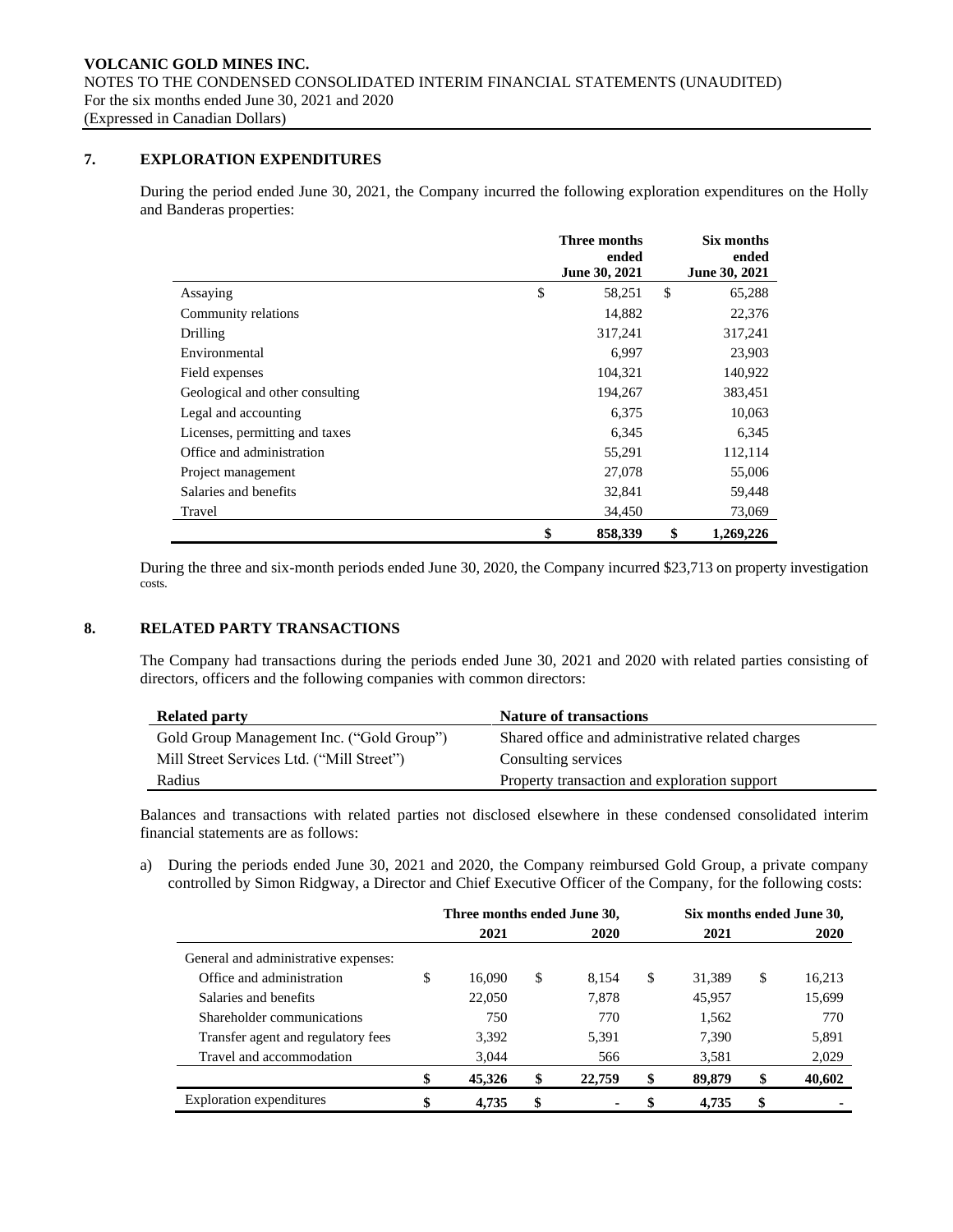**VOLCANIC GOLD MINES INC.**
NOTES TO THE CONDENSED CONSOLIDATED INTERIM FINANCIAL STATEMENTS (UNAUDITED)
For the six months ended June 30, 2021 and 2020
(Expressed in Canadian Dollars)

## 7. EXPLORATION EXPENDITURES

During the period ended June 30, 2021, the Company incurred the following exploration expenditures on the Holly and Banderas properties:

| | Three months ended June 30, 2021 | Six months ended June 30, 2021 |
|---|---|---|
| Assaying | $ 58,251 | $ 65,288 |
| Community relations | 14,882 | 22,376 |
| Drilling | 317,241 | 317,241 |
| Environmental | 6,997 | 23,903 |
| Field expenses | 104,321 | 140,922 |
| Geological and other consulting | 194,267 | 383,451 |
| Legal and accounting | 6,375 | 10,063 |
| Licenses, permitting and taxes | 6,345 | 6,345 |
| Office and administration | 55,291 | 112,114 |
| Project management | 27,078 | 55,006 |
| Salaries and benefits | 32,841 | 59,448 |
| Travel | 34,450 | 73,069 |
| | **$ 858,339** | **$ 1,269,226** |

During the three and six-month periods ended June 30, 2020, the Company incurred $23,713 on property investigation costs.

## 8. RELATED PARTY TRANSACTIONS

The Company had transactions during the periods ended June 30, 2021 and 2020 with related parties consisting of directors, officers and the following companies with common directors:

| Related party | Nature of transactions |
|---|---|
| Gold Group Management Inc. ("Gold Group") | Shared office and administrative related charges |
| Mill Street Services Ltd. ("Mill Street") | Consulting services |
| Radius | Property transaction and exploration support |

Balances and transactions with related parties not disclosed elsewhere in these condensed consolidated interim financial statements are as follows:

a) During the periods ended June 30, 2021 and 2020, the Company reimbursed Gold Group, a private company controlled by Simon Ridgway, a Director and Chief Executive Officer of the Company, for the following costs:

| | Three months ended June 30, | | Six months ended June 30, | |
|---|---|---|---|---|
| | 2021 | 2020 | 2021 | 2020 |
| General and administrative expenses: | | | | |
| Office and administration | $ 16,090 | $ 8,154 | $ 31,389 | $ 16,213 |
| Salaries and benefits | 22,050 | 7,878 | 45,957 | 15,699 |
| Shareholder communications | 750 | 770 | 1,562 | 770 |
| Transfer agent and regulatory fees | 3,392 | 5,391 | 7,390 | 5,891 |
| Travel and accommodation | 3,044 | 566 | 3,581 | 2,029 |
| | **$ 45,326** | **$ 22,759** | **$ 89,879** | **$ 40,602** |
| Exploration expenditures | **$ 4,735** | **$ -** | **$ 4,735** | **$ -** |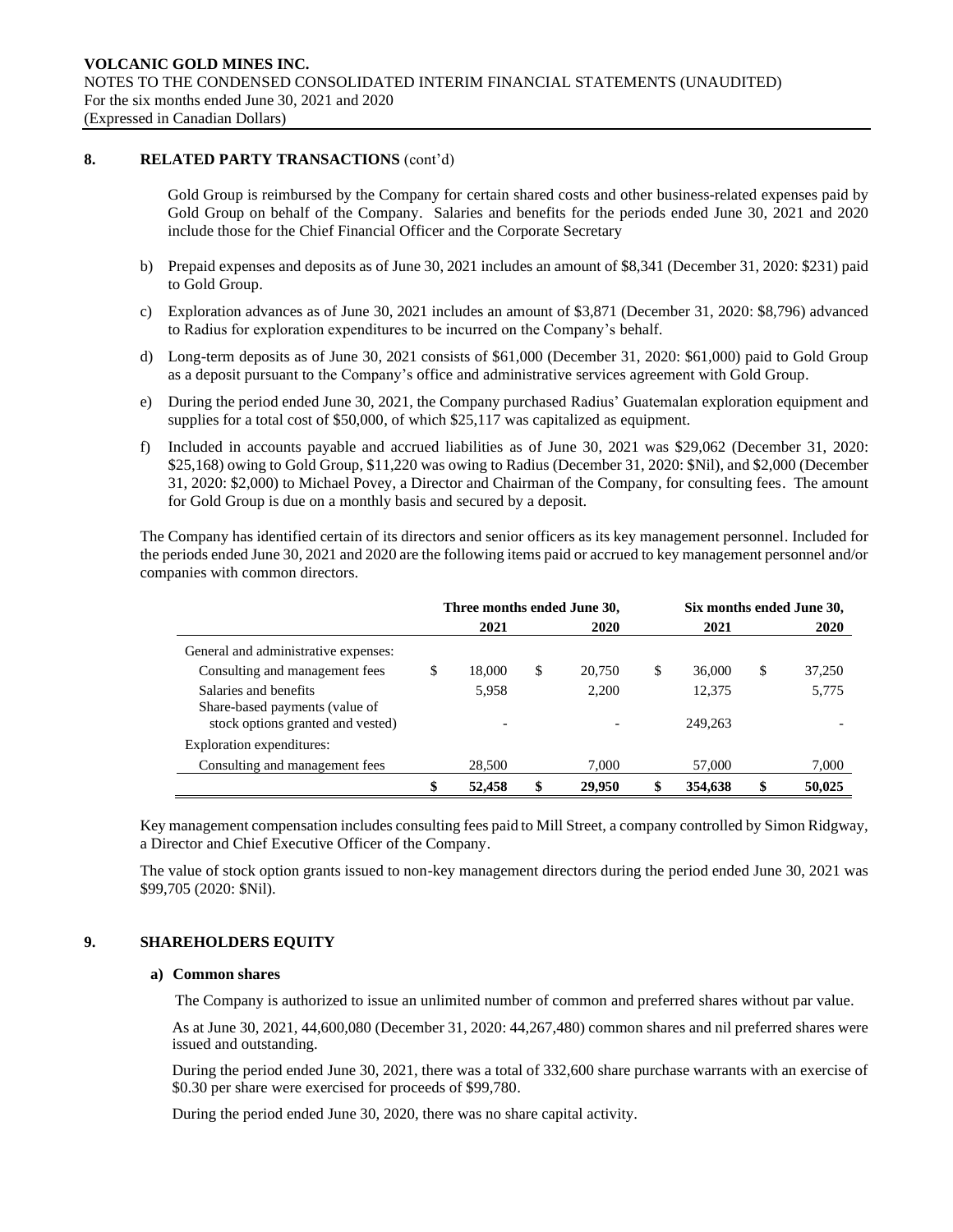## 8. RELATED PARTY TRANSACTIONS (cont'd)

Gold Group is reimbursed by the Company for certain shared costs and other business-related expenses paid by Gold Group on behalf of the Company. Salaries and benefits for the periods ended June 30, 2021 and 2020 include those for the Chief Financial Officer and the Corporate Secretary

b) Prepaid expenses and deposits as of June 30, 2021 includes an amount of $8,341 (December 31, 2020: $231) paid to Gold Group.

c) Exploration advances as of June 30, 2021 includes an amount of $3,871 (December 31, 2020: $8,796) advanced to Radius for exploration expenditures to be incurred on the Company's behalf.

d) Long-term deposits as of June 30, 2021 consists of $61,000 (December 31, 2020: $61,000) paid to Gold Group as a deposit pursuant to the Company's office and administrative services agreement with Gold Group.

e) During the period ended June 30, 2021, the Company purchased Radius' Guatemalan exploration equipment and supplies for a total cost of $50,000, of which $25,117 was capitalized as equipment.

f) Included in accounts payable and accrued liabilities as of June 30, 2021 was $29,062 (December 31, 2020: $25,168) owing to Gold Group, $11,220 was owing to Radius (December 31, 2020: $Nil), and $2,000 (December 31, 2020: $2,000) to Michael Povey, a Director and Chairman of the Company, for consulting fees. The amount for Gold Group is due on a monthly basis and secured by a deposit.

The Company has identified certain of its directors and senior officers as its key management personnel. Included for the periods ended June 30, 2021 and 2020 are the following items paid or accrued to key management personnel and/or companies with common directors.

| | Three months ended June 30, | | Six months ended June 30, | |
|---|---|---|---|---|
| | 2021 | 2020 | 2021 | 2020 |
| General and administrative expenses: | | | | |
| Consulting and management fees | $ 18,000 | $ 20,750 | $ 36,000 | $ 37,250 |
| Salaries and benefits | 5,958 | 2,200 | 12,375 | 5,775 |
| Share-based payments (value of stock options granted and vested) | - | - | 249,263 | - |
| Exploration expenditures: | | | | |
| Consulting and management fees | 28,500 | 7,000 | 57,000 | 7,000 |
| | **$ 52,458** | **$ 29,950** | **$ 354,638** | **$ 50,025** |

Key management compensation includes consulting fees paid to Mill Street, a company controlled by Simon Ridgway, a Director and Chief Executive Officer of the Company.

The value of stock option grants issued to non-key management directors during the period ended June 30, 2021 was $99,705 (2020: $Nil).

## 9. SHAREHOLDERS EQUITY

### a) Common shares

The Company is authorized to issue an unlimited number of common and preferred shares without par value.

As at June 30, 2021, 44,600,080 (December 31, 2020: 44,267,480) common shares and nil preferred shares were issued and outstanding.

During the period ended June 30, 2021, there was a total of 332,600 share purchase warrants with an exercise of $0.30 per share were exercised for proceeds of $99,780.

During the period ended June 30, 2020, there was no share capital activity.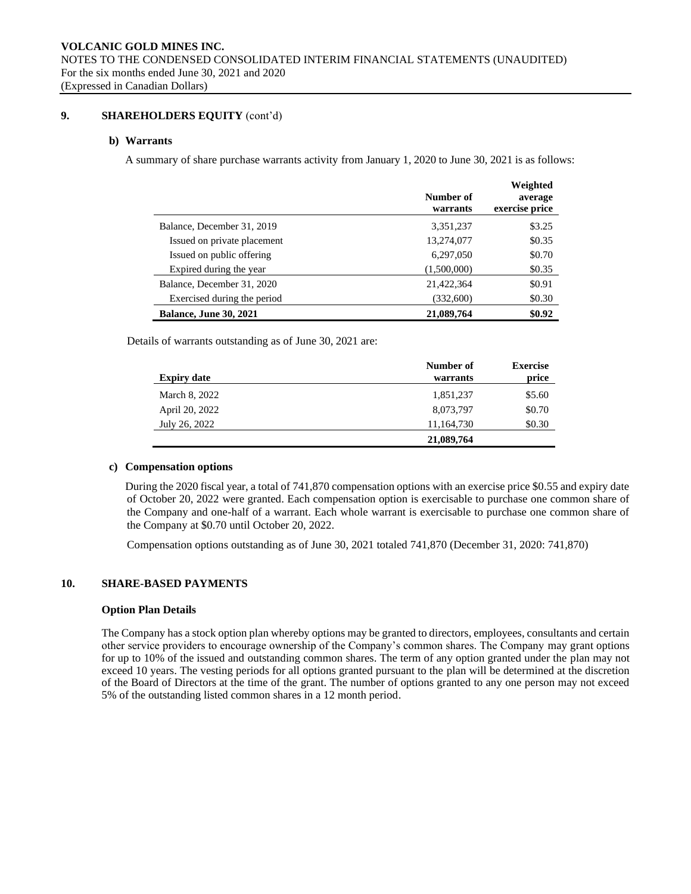## 9. SHAREHOLDERS EQUITY (cont'd)

### b) Warrants

A summary of share purchase warrants activity from January 1, 2020 to June 30, 2021 is as follows:

| | Number of warrants | Weighted average exercise price |
|---|---|---|
| Balance, December 31, 2019 | 3,351,237 | $3.25 |
| Issued on private placement | 13,274,077 | $0.35 |
| Issued on public offering | 6,297,050 | $0.70 |
| Expired during the year | (1,500,000) | $0.35 |
| Balance, December 31, 2020 | 21,422,364 | $0.91 |
| Exercised during the period | (332,600) | $0.30 |
| **Balance, June 30, 2021** | **21,089,764** | **$0.92** |

Details of warrants outstanding as of June 30, 2021 are:

| Expiry date | Number of warrants | Exercise price |
|---|---|---|
| March 8, 2022 | 1,851,237 | $5.60 |
| April 20, 2022 | 8,073,797 | $0.70 |
| July 26, 2022 | 11,164,730 | $0.30 |
| | **21,089,764** | |

### c) Compensation options

During the 2020 fiscal year, a total of 741,870 compensation options with an exercise price $0.55 and expiry date of October 20, 2022 were granted. Each compensation option is exercisable to purchase one common share of the Company and one-half of a warrant. Each whole warrant is exercisable to purchase one common share of the Company at $0.70 until October 20, 2022.

Compensation options outstanding as of June 30, 2021 totaled 741,870 (December 31, 2020: 741,870)

## 10. SHARE-BASED PAYMENTS

### Option Plan Details

The Company has a stock option plan whereby options may be granted to directors, employees, consultants and certain other service providers to encourage ownership of the Company's common shares. The Company may grant options for up to 10% of the issued and outstanding common shares. The term of any option granted under the plan may not exceed 10 years. The vesting periods for all options granted pursuant to the plan will be determined at the discretion of the Board of Directors at the time of the grant. The number of options granted to any one person may not exceed 5% of the outstanding listed common shares in a 12 month period.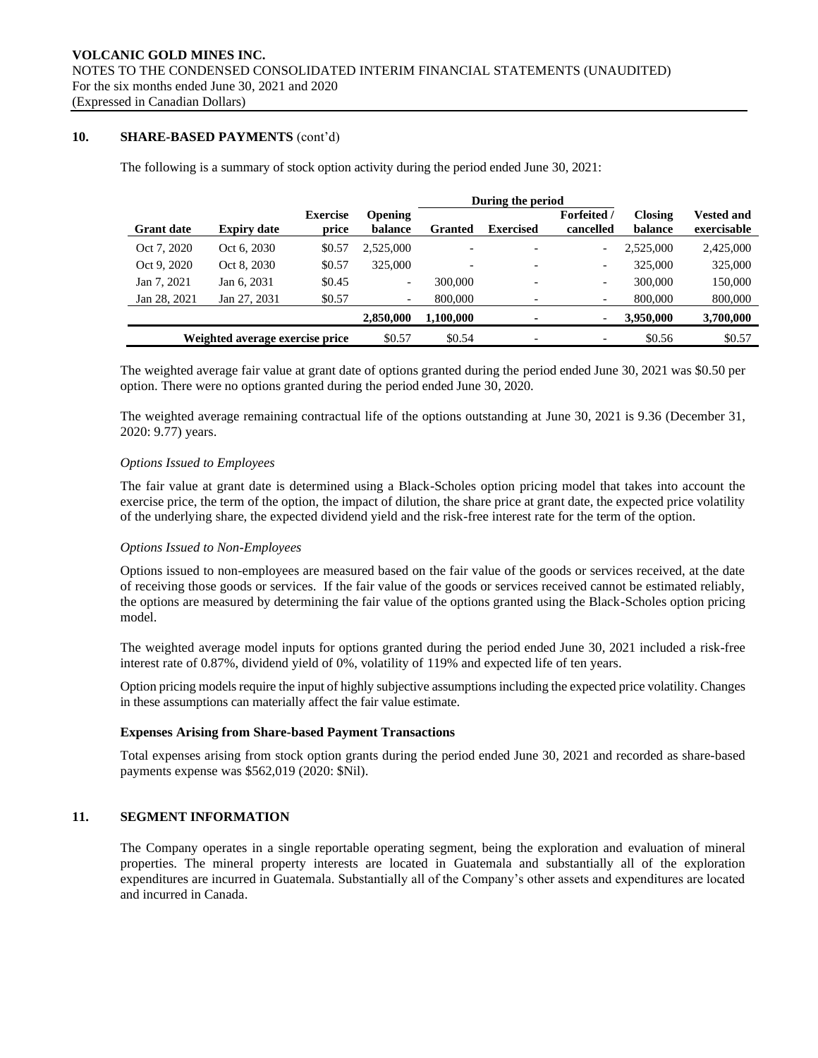## 10. SHARE-BASED PAYMENTS (cont'd)

The following is a summary of stock option activity during the period ended June 30, 2021:

| | | | | During the period | | | | |
|---|---|---|---|---|---|---|---|---|
| **Grant date** | **Expiry date** | **Exercise price** | **Opening balance** | **Granted** | **Exercised** | **Forfeited / cancelled** | **Closing balance** | **Vested and exercisable** |
| Oct 7, 2020 | Oct 6, 2030 | $0.57 | 2,525,000 | - | - | - | 2,525,000 | 2,425,000 |
| Oct 9, 2020 | Oct 8, 2030 | $0.57 | 325,000 | - | - | - | 325,000 | 325,000 |
| Jan 7, 2021 | Jan 6, 2031 | $0.45 | - | 300,000 | - | - | 300,000 | 150,000 |
| Jan 28, 2021 | Jan 27, 2031 | $0.57 | - | 800,000 | - | - | 800,000 | 800,000 |
| | | | **2,850,000** | **1,100,000** | **-** | **-** | **3,950,000** | **3,700,000** |
| **Weighted average exercise price** | | | $0.57 | $0.54 | - | - | $0.56 | $0.57 |

The weighted average fair value at grant date of options granted during the period ended June 30, 2021 was $0.50 per option. There were no options granted during the period ended June 30, 2020.

The weighted average remaining contractual life of the options outstanding at June 30, 2021 is 9.36 (December 31, 2020: 9.77) years.

*Options Issued to Employees*

The fair value at grant date is determined using a Black-Scholes option pricing model that takes into account the exercise price, the term of the option, the impact of dilution, the share price at grant date, the expected price volatility of the underlying share, the expected dividend yield and the risk-free interest rate for the term of the option.

*Options Issued to Non-Employees*

Options issued to non-employees are measured based on the fair value of the goods or services received, at the date of receiving those goods or services. If the fair value of the goods or services received cannot be estimated reliably, the options are measured by determining the fair value of the options granted using the Black-Scholes option pricing model.

The weighted average model inputs for options granted during the period ended June 30, 2021 included a risk-free interest rate of 0.87%, dividend yield of 0%, volatility of 119% and expected life of ten years.

Option pricing models require the input of highly subjective assumptions including the expected price volatility. Changes in these assumptions can materially affect the fair value estimate.

**Expenses Arising from Share-based Payment Transactions**

Total expenses arising from stock option grants during the period ended June 30, 2021 and recorded as share-based payments expense was $562,019 (2020: $Nil).

## 11. SEGMENT INFORMATION

The Company operates in a single reportable operating segment, being the exploration and evaluation of mineral properties. The mineral property interests are located in Guatemala and substantially all of the exploration expenditures are incurred in Guatemala. Substantially all of the Company's other assets and expenditures are located and incurred in Canada.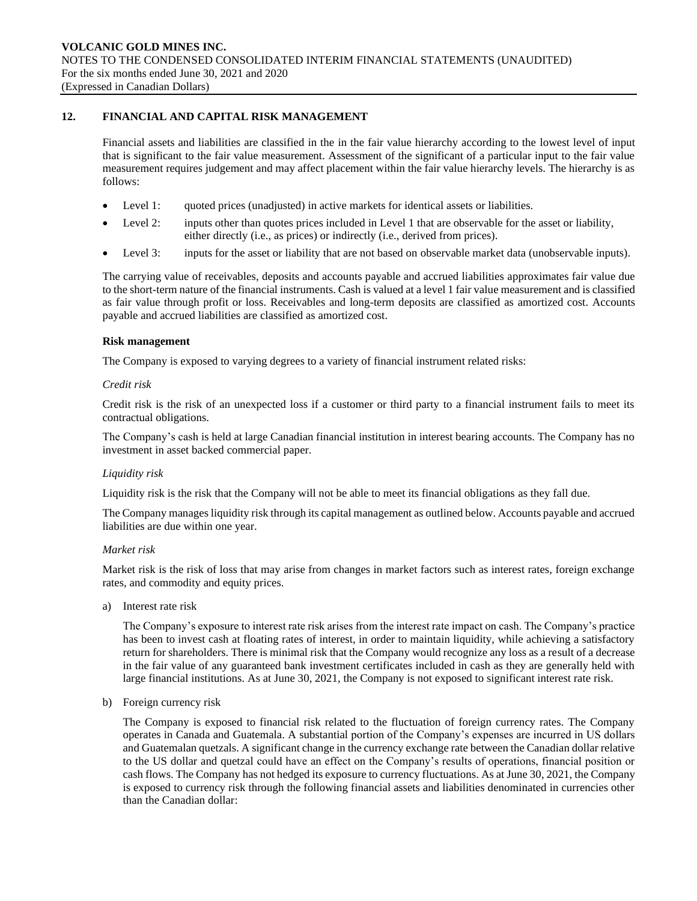## 12. FINANCIAL AND CAPITAL RISK MANAGEMENT

Financial assets and liabilities are classified in the in the fair value hierarchy according to the lowest level of input that is significant to the fair value measurement. Assessment of the significant of a particular input to the fair value measurement requires judgement and may affect placement within the fair value hierarchy levels. The hierarchy is as follows:

- Level 1: quoted prices (unadjusted) in active markets for identical assets or liabilities.
- Level 2: inputs other than quotes prices included in Level 1 that are observable for the asset or liability, either directly (i.e., as prices) or indirectly (i.e., derived from prices).
- Level 3: inputs for the asset or liability that are not based on observable market data (unobservable inputs).

The carrying value of receivables, deposits and accounts payable and accrued liabilities approximates fair value due to the short-term nature of the financial instruments. Cash is valued at a level 1 fair value measurement and is classified as fair value through profit or loss. Receivables and long-term deposits are classified as amortized cost. Accounts payable and accrued liabilities are classified as amortized cost.

### Risk management

The Company is exposed to varying degrees to a variety of financial instrument related risks:

*Credit risk*

Credit risk is the risk of an unexpected loss if a customer or third party to a financial instrument fails to meet its contractual obligations.

The Company's cash is held at large Canadian financial institution in interest bearing accounts. The Company has no investment in asset backed commercial paper.

*Liquidity risk*

Liquidity risk is the risk that the Company will not be able to meet its financial obligations as they fall due.

The Company manages liquidity risk through its capital management as outlined below. Accounts payable and accrued liabilities are due within one year.

*Market risk*

Market risk is the risk of loss that may arise from changes in market factors such as interest rates, foreign exchange rates, and commodity and equity prices.

a) Interest rate risk

   The Company's exposure to interest rate risk arises from the interest rate impact on cash. The Company's practice has been to invest cash at floating rates of interest, in order to maintain liquidity, while achieving a satisfactory return for shareholders. There is minimal risk that the Company would recognize any loss as a result of a decrease in the fair value of any guaranteed bank investment certificates included in cash as they are generally held with large financial institutions. As at June 30, 2021, the Company is not exposed to significant interest rate risk.

b) Foreign currency risk

   The Company is exposed to financial risk related to the fluctuation of foreign currency rates. The Company operates in Canada and Guatemala. A substantial portion of the Company's expenses are incurred in US dollars and Guatemalan quetzals. A significant change in the currency exchange rate between the Canadian dollar relative to the US dollar and quetzal could have an effect on the Company's results of operations, financial position or cash flows. The Company has not hedged its exposure to currency fluctuations. As at June 30, 2021, the Company is exposed to currency risk through the following financial assets and liabilities denominated in currencies other than the Canadian dollar: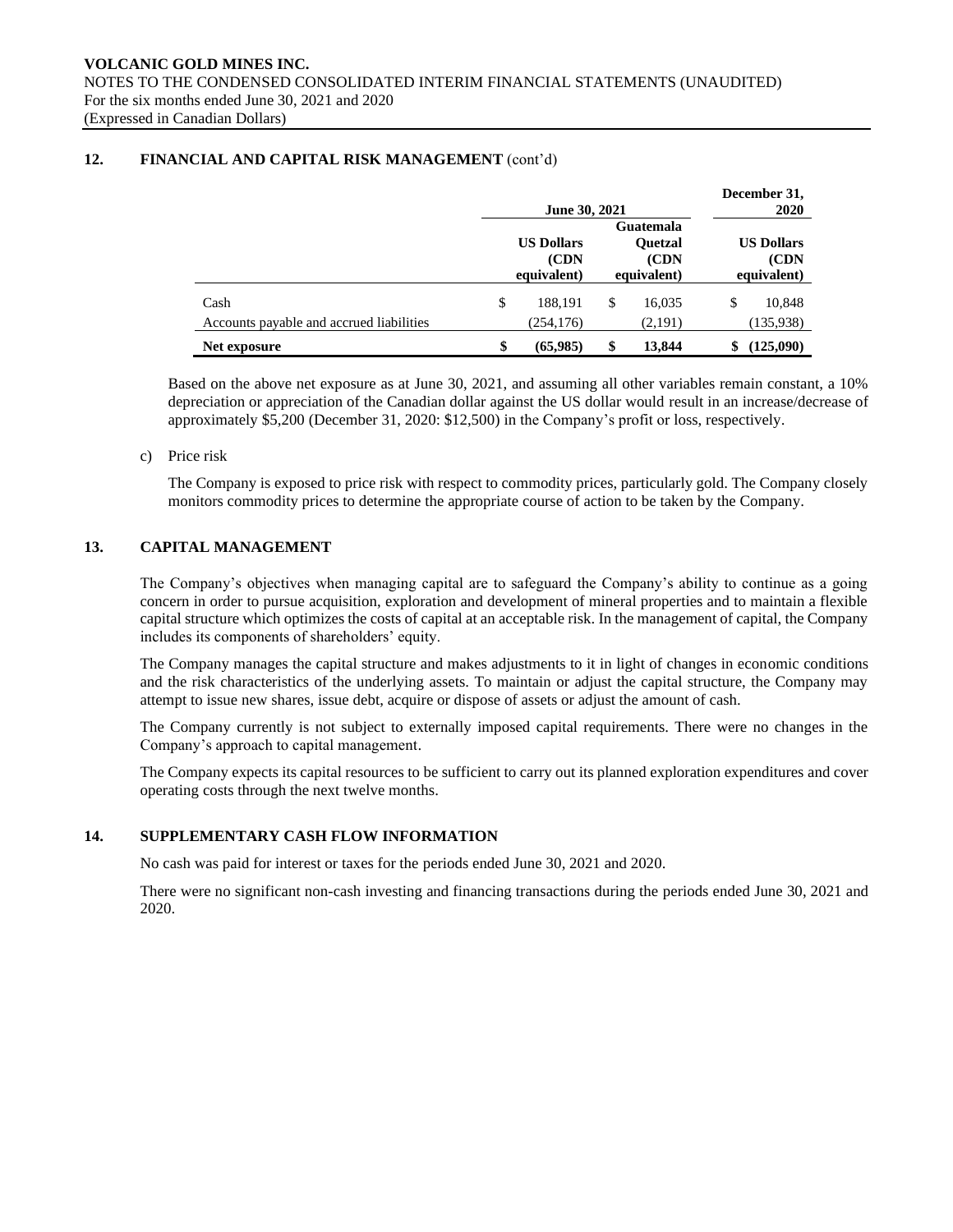## 12. FINANCIAL AND CAPITAL RISK MANAGEMENT (cont'd)

| | June 30, 2021 | | December 31, 2020 |
|---|---|---|---|
| | US Dollars (CDN equivalent) | Guatemala Quetzal (CDN equivalent) | US Dollars (CDN equivalent) |
| Cash | $ 188,191 | $ 16,035 | $ 10,848 |
| Accounts payable and accrued liabilities | (254,176) | (2,191) | (135,938) |
| **Net exposure** | **$ (65,985)** | **$ 13,844** | **$ (125,090)** |

Based on the above net exposure as at June 30, 2021, and assuming all other variables remain constant, a 10% depreciation or appreciation of the Canadian dollar against the US dollar would result in an increase/decrease of approximately $5,200 (December 31, 2020: $12,500) in the Company's profit or loss, respectively.

c) Price risk

The Company is exposed to price risk with respect to commodity prices, particularly gold. The Company closely monitors commodity prices to determine the appropriate course of action to be taken by the Company.

## 13. CAPITAL MANAGEMENT

The Company's objectives when managing capital are to safeguard the Company's ability to continue as a going concern in order to pursue acquisition, exploration and development of mineral properties and to maintain a flexible capital structure which optimizes the costs of capital at an acceptable risk. In the management of capital, the Company includes its components of shareholders' equity.

The Company manages the capital structure and makes adjustments to it in light of changes in economic conditions and the risk characteristics of the underlying assets. To maintain or adjust the capital structure, the Company may attempt to issue new shares, issue debt, acquire or dispose of assets or adjust the amount of cash.

The Company currently is not subject to externally imposed capital requirements. There were no changes in the Company's approach to capital management.

The Company expects its capital resources to be sufficient to carry out its planned exploration expenditures and cover operating costs through the next twelve months.

## 14. SUPPLEMENTARY CASH FLOW INFORMATION

No cash was paid for interest or taxes for the periods ended June 30, 2021 and 2020.

There were no significant non-cash investing and financing transactions during the periods ended June 30, 2021 and 2020.